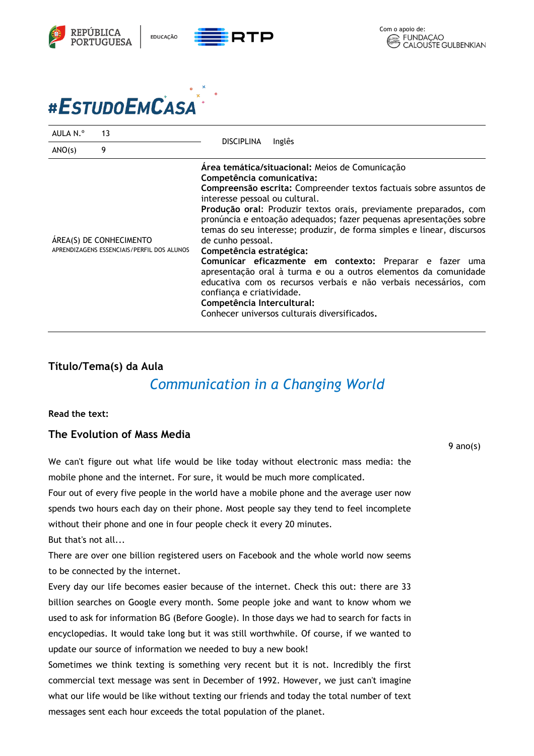# #EstudoEmCasa

| AULA N.º | 13 | DISCIPLINA | Inglês |
|---|---|---|---|
| ANO(s) | 9 | | |
| ÁREA(S) DE CONHECIMENTO<br>APRENDIZAGENS ESSENCIAIS/PERFIL DOS ALUNOS | | **Área temática/situacional:** Meios de Comunicação<br>**Competência comunicativa:**<br>**Compreensão escrita:** Compreender textos factuais sobre assuntos de interesse pessoal ou cultural.<br>**Produção oral**: Produzir textos orais, previamente preparados, com pronúncia e entoação adequados; fazer pequenas apresentações sobre temas do seu interesse; produzir, de forma simples e linear, discursos de cunho pessoal.<br>**Competência estratégica:**<br>**Comunicar eficazmente em contexto:** Preparar e fazer uma apresentação oral à turma e ou a outros elementos da comunidade educativa com os recursos verbais e não verbais necessários, com confiança e criatividade.<br>**Competência Intercultural:**<br>Conhecer universos culturais diversificados. | |

## Título/Tema(s) da Aula

*Communication in a Changing World*

**Read the text:**

### The Evolution of Mass Media

9 ano(s)

We can't figure out what life would be like today without electronic mass media: the mobile phone and the internet. For sure, it would be much more complicated.

Four out of every five people in the world have a mobile phone and the average user now spends two hours each day on their phone. Most people say they tend to feel incomplete without their phone and one in four people check it every 20 minutes.

But that's not all...

There are over one billion registered users on Facebook and the whole world now seems to be connected by the internet.

Every day our life becomes easier because of the internet. Check this out: there are 33 billion searches on Google every month. Some people joke and want to know whom we used to ask for information BG (Before Google). In those days we had to search for facts in encyclopedias. It would take long but it was still worthwhile. Of course, if we wanted to update our source of information we needed to buy a new book!

Sometimes we think texting is something very recent but it is not. Incredibly the first commercial text message was sent in December of 1992. However, we just can't imagine what our life would be like without texting our friends and today the total number of text messages sent each hour exceeds the total population of the planet.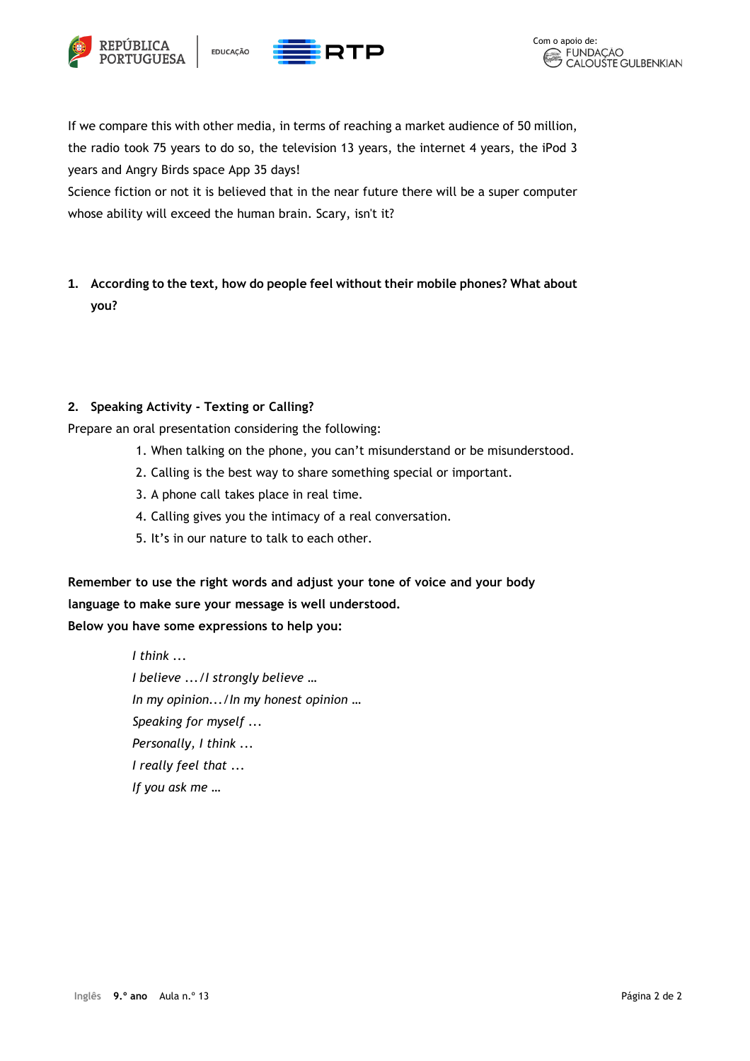If we compare this with other media, in terms of reaching a market audience of 50 million, the radio took 75 years to do so, the television 13 years, the internet 4 years, the iPod 3 years and Angry Birds space App 35 days!

Science fiction or not it is believed that in the near future there will be a super computer whose ability will exceed the human brain. Scary, isn't it?

**1. According to the text, how do people feel without their mobile phones? What about you?**

**2. Speaking Activity - Texting or Calling?**

Prepare an oral presentation considering the following:

1. When talking on the phone, you can't misunderstand or be misunderstood.
2. Calling is the best way to share something special or important.
3. A phone call takes place in real time.
4. Calling gives you the intimacy of a real conversation.
5. It's in our nature to talk to each other.

**Remember to use the right words and adjust your tone of voice and your body language to make sure your message is well understood.**

**Below you have some expressions to help you:**

*I think ...*

*I believe .../I strongly believe …*

*In my opinion.../In my honest opinion …*

*Speaking for myself ...*

*Personally, I think ...*

*I really feel that ...*

*If you ask me …*